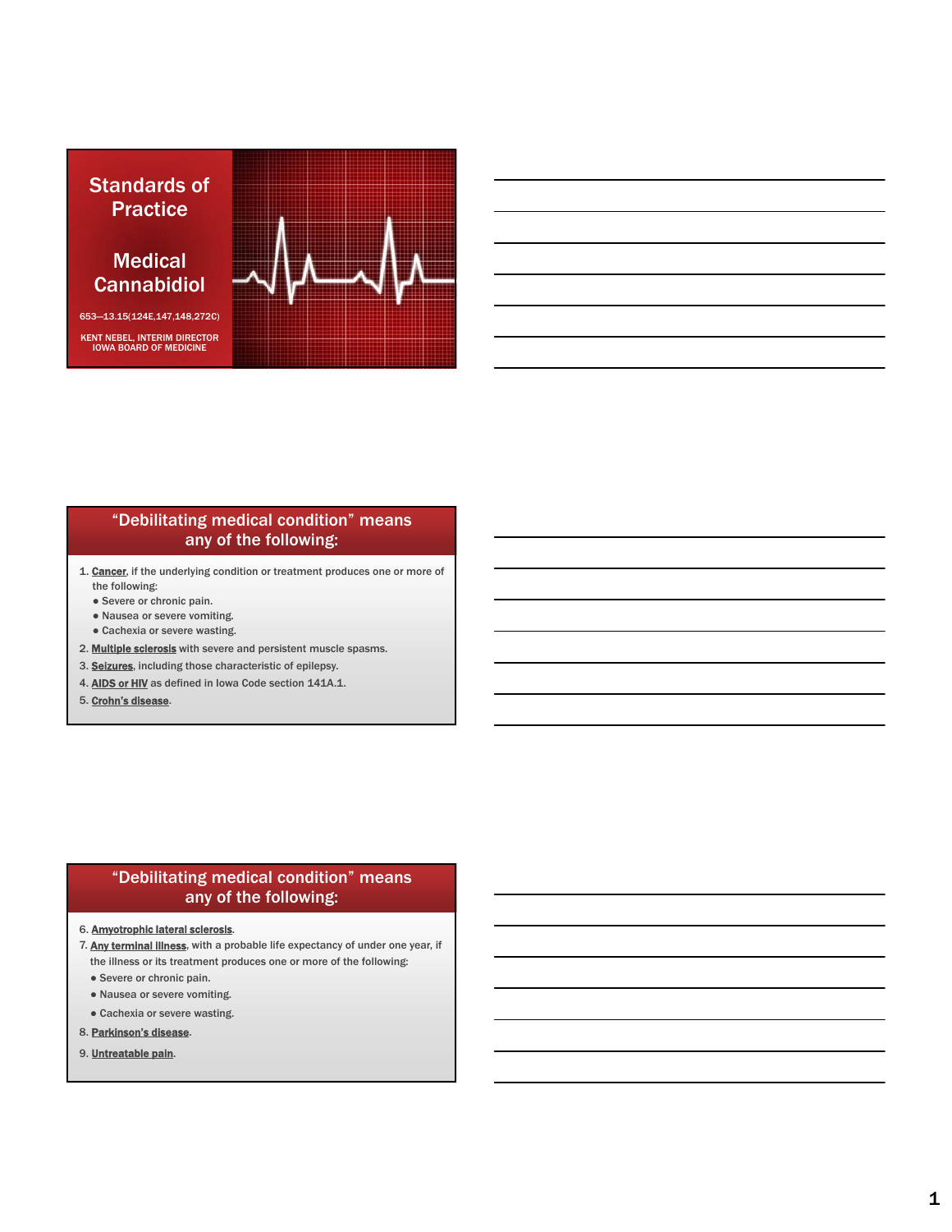# Standards of Practice

## Medical Cannabidiol

653—13.15(124E,147,148,272C)

KENT NEBEL, INTERIM DIRECTOR
IOWA BOARD OF MEDICINE

## "Debilitating medical condition" means any of the following:

1. **Cancer**, if the underlying condition or treatment produces one or more of the following:
   - Severe or chronic pain.
   - Nausea or severe vomiting.
   - Cachexia or severe wasting.
2. **Multiple sclerosis** with severe and persistent muscle spasms.
3. **Seizures**, including those characteristic of epilepsy.
4. **AIDS or HIV** as defined in Iowa Code section 141A.1.
5. **Crohn's disease**.

## "Debilitating medical condition" means any of the following:

6. **Amyotrophic lateral sclerosis**.
7. **Any terminal illness**, with a probable life expectancy of under one year, if the illness or its treatment produces one or more of the following:
   - Severe or chronic pain.
   - Nausea or severe vomiting.
   - Cachexia or severe wasting.
8. **Parkinson's disease**.
9. **Untreatable pain**.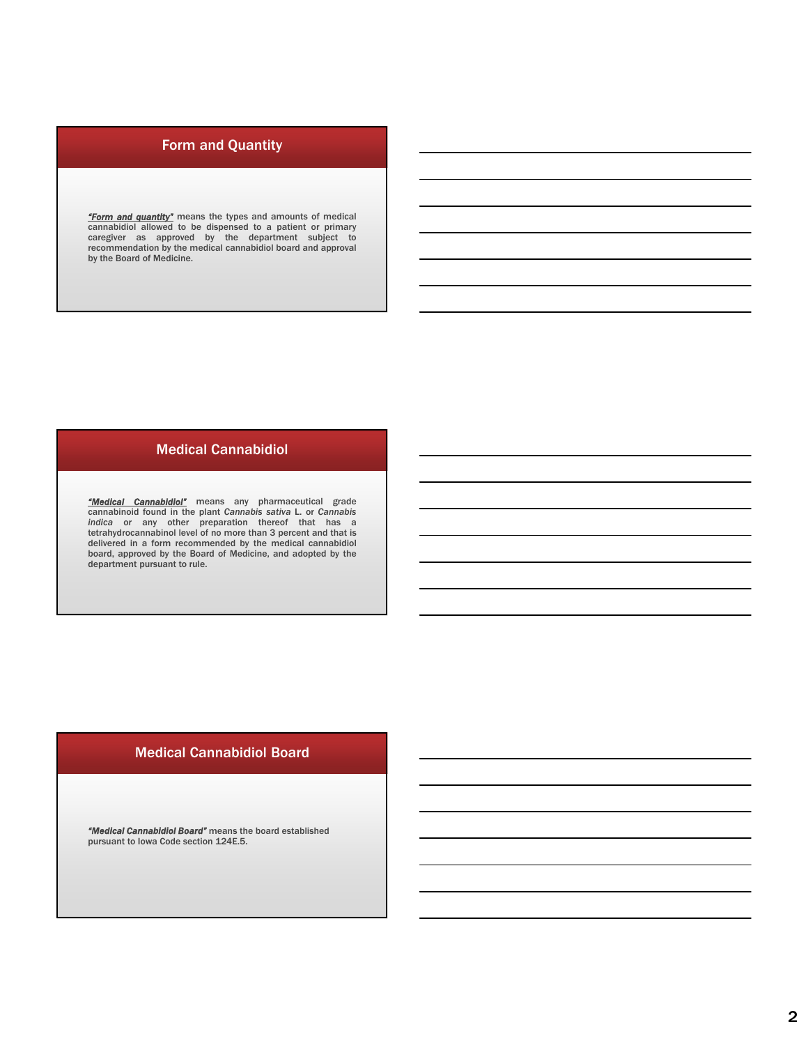## Form and Quantity

***"Form and quantity"*** means the types and amounts of medical cannabidiol allowed to be dispensed to a patient or primary caregiver as approved by the department subject to recommendation by the medical cannabidiol board and approval by the Board of Medicine.

## Medical Cannabidiol

***"Medical Cannabidiol"*** means any pharmaceutical grade cannabinoid found in the plant *Cannabis sativa* L. or *Cannabis indica* or any other preparation thereof that has a tetrahydrocannabinol level of no more than 3 percent and that is delivered in a form recommended by the medical cannabidiol board, approved by the Board of Medicine, and adopted by the department pursuant to rule.

## Medical Cannabidiol Board

***"Medical Cannabidiol Board"*** means the board established pursuant to Iowa Code section 124E.5.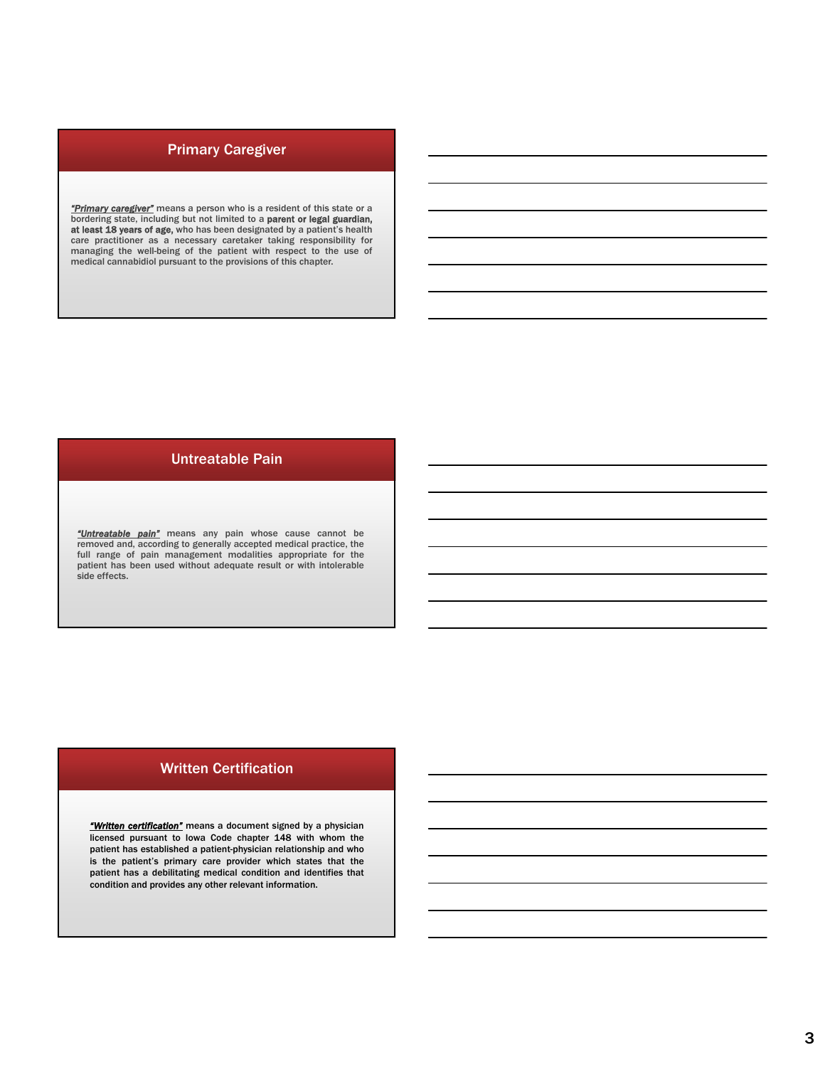## Primary Caregiver

***"Primary caregiver"*** means a person who is a resident of this state or a bordering state, including but not limited to a **parent or legal guardian, at least 18 years of age,** who has been designated by a patient's health care practitioner as a necessary caretaker taking responsibility for managing the well-being of the patient with respect to the use of medical cannabidiol pursuant to the provisions of this chapter.

## Untreatable Pain

***"Untreatable pain"*** means any pain whose cause cannot be removed and, according to generally accepted medical practice, the full range of pain management modalities appropriate for the patient has been used without adequate result or with intolerable side effects.

## Written Certification

***"Written certification"*** **means a document signed by a physician licensed pursuant to Iowa Code chapter 148 with whom the patient has established a patient-physician relationship and who is the patient's primary care provider which states that the patient has a debilitating medical condition and identifies that condition and provides any other relevant information.**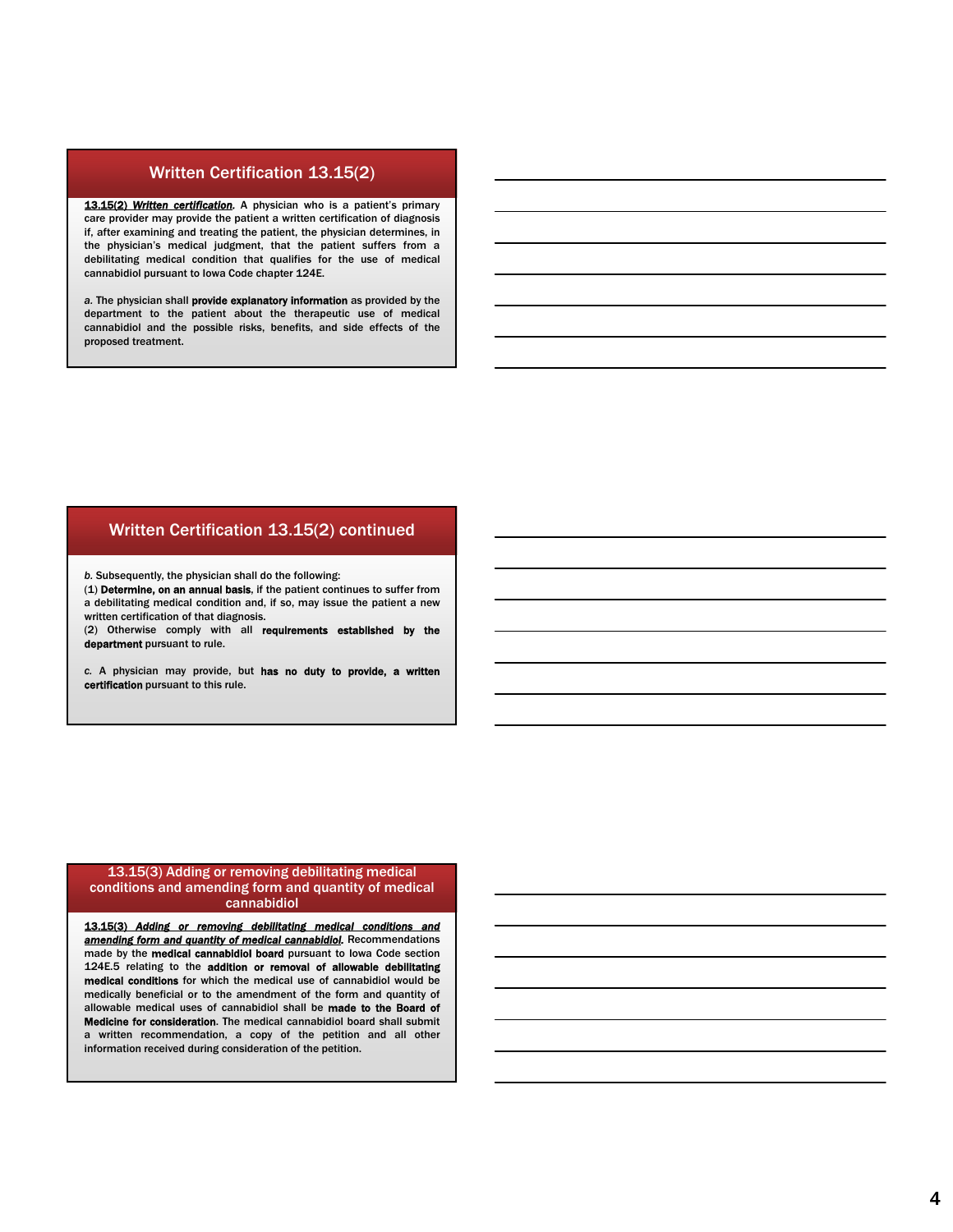## Written Certification 13.15(2)

***13.15(2) Written certification.*** A physician who is a patient's primary care provider may provide the patient a written certification of diagnosis if, after examining and treating the patient, the physician determines, in the physician's medical judgment, that the patient suffers from a debilitating medical condition that qualifies for the use of medical cannabidiol pursuant to Iowa Code chapter 124E.

*a.* The physician shall **provide explanatory information** as provided by the department to the patient about the therapeutic use of medical cannabidiol and the possible risks, benefits, and side effects of the proposed treatment.

## Written Certification 13.15(2) continued

*b.* Subsequently, the physician shall do the following:
(1) **Determine, on an annual basis**, if the patient continues to suffer from a debilitating medical condition and, if so, may issue the patient a new written certification of that diagnosis.
(2) Otherwise comply with all **requirements established by the department** pursuant to rule.

*c.* A physician may provide, but **has no duty to provide, a written certification** pursuant to this rule.

## 13.15(3) Adding or removing debilitating medical conditions and amending form and quantity of medical cannabidiol

***13.15(3) Adding or removing debilitating medical conditions and amending form and quantity of medical cannabidiol.*** Recommendations made by the **medical cannabidiol board** pursuant to Iowa Code section 124E.5 relating to the **addition or removal of allowable debilitating medical conditions** for which the medical use of cannabidiol would be medically beneficial or to the amendment of the form and quantity of allowable medical uses of cannabidiol shall be **made to the Board of Medicine for consideration**. The medical cannabidiol board shall submit a written recommendation, a copy of the petition and all other information received during consideration of the petition.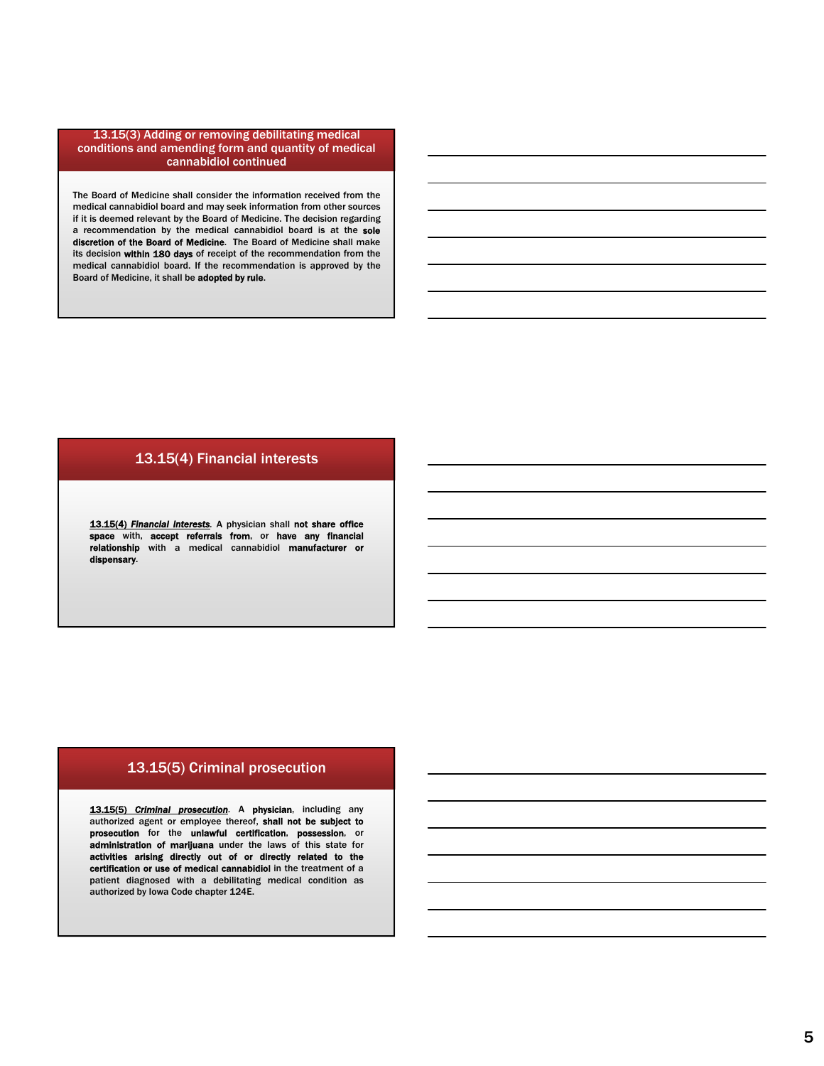## 13.15(3) Adding or removing debilitating medical conditions and amending form and quantity of medical cannabidiol continued

The Board of Medicine shall consider the information received from the medical cannabidiol board and may seek information from other sources if it is deemed relevant by the Board of Medicine. The decision regarding a recommendation by the medical cannabidiol board is at the **sole discretion of the Board of Medicine**. The Board of Medicine shall make its decision **within 180 days** of receipt of the recommendation from the medical cannabidiol board. If the recommendation is approved by the Board of Medicine, it shall be **adopted by rule.**

## 13.15(4) Financial interests

***13.15(4) Financial interests***. A physician shall **not share office space** with, **accept referrals from**, or **have any financial relationship** with a medical cannabidiol **manufacturer or dispensary**.

## 13.15(5) Criminal prosecution

***13.15(5) Criminal prosecution***. A **physician**, including any authorized agent or employee thereof, **shall not be subject to prosecution** for the **unlawful certification**, **possession**, or **administration of marijuana** under the laws of this state for **activities arising directly out of or directly related to the certification or use of medical cannabidiol** in the treatment of a patient diagnosed with a debilitating medical condition as authorized by Iowa Code chapter 124E.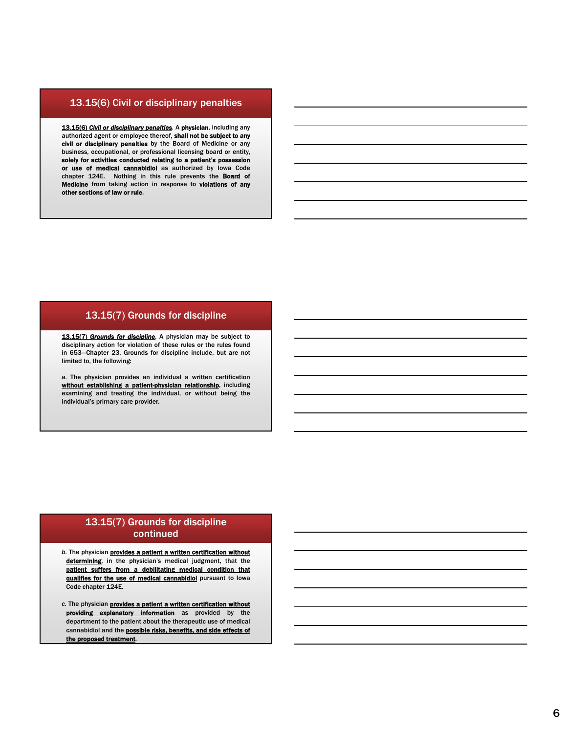## 13.15(6) Civil or disciplinary penalties

***13.15(6) Civil or disciplinary penalties***. A **physician**, including any authorized agent or employee thereof, **shall not be subject to any civil or disciplinary penalties** by the Board of Medicine or any business, occupational, or professional licensing board or entity, **solely for activities conducted relating to a patient's possession or use of medical cannabidiol** as authorized by Iowa Code chapter 124E. Nothing in this rule prevents the **Board of Medicine** from taking action in response to **violations of any other sections of law or rule**.

## 13.15(7) Grounds for discipline

***13.15(7) Grounds for discipline***. A physician may be subject to disciplinary action for violation of these rules or the rules found in 653—Chapter 23. Grounds for discipline include, but are not limited to, the following:

*a.* The physician provides an individual a written certification **without establishing a patient-physician relationship**, including examining and treating the individual, or without being the individual's primary care provider.

## 13.15(7) Grounds for discipline continued

*b.* The physician **provides a patient a written certification without determining**, in the physician's medical judgment, that the **patient suffers from a debilitating medical condition that qualifies for the use of medical cannabidiol** pursuant to Iowa Code chapter 124E.

*c.* The physician **provides a patient a written certification without providing explanatory information** as provided by the department to the patient about the therapeutic use of medical cannabidiol and the **possible risks, benefits, and side effects of the proposed treatment**.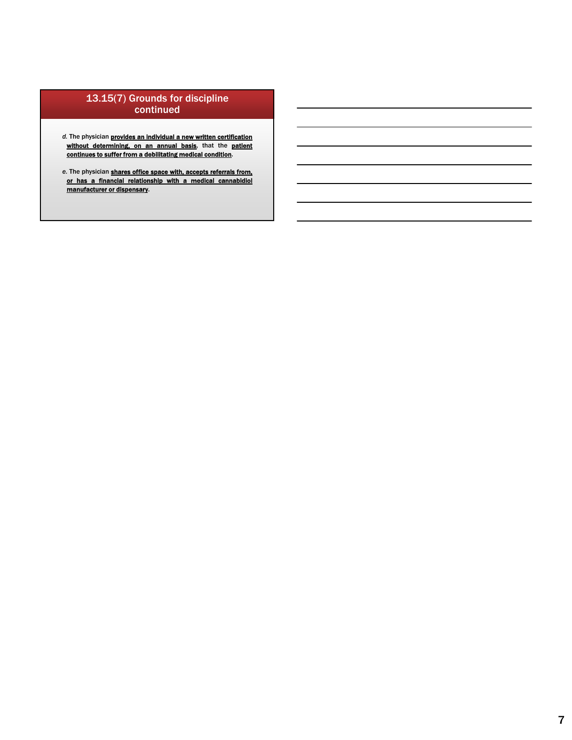## 13.15(7) Grounds for discipline continued

*d.* The physician **provides an individual a new written certification without determining, on an annual basis**, that the **patient continues to suffer from a debilitating medical condition**.

*e.* The physician **shares office space with, accepts referrals from, or has a financial relationship with a medical cannabidiol manufacturer or dispensary**.